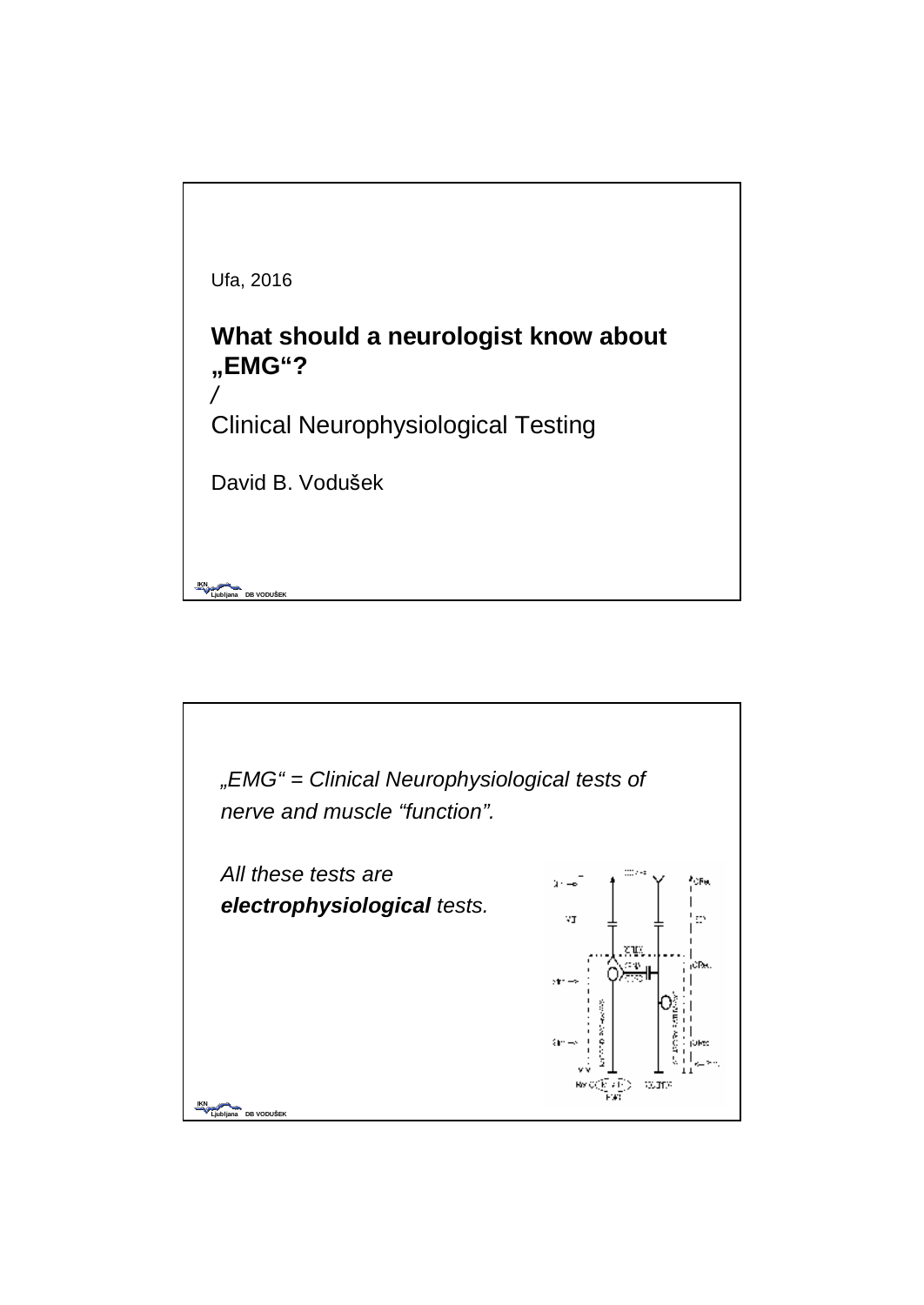Ufa, 2016

# What should a neurologist know about „EMG“?

/

Clinical Neurophysiological Testing

David B. Vodušek

---

*„EMG“ = Clinical Neurophysiological tests of nerve and muscle “function”.*

*All these tests are* ***electrophysiological*** *tests.*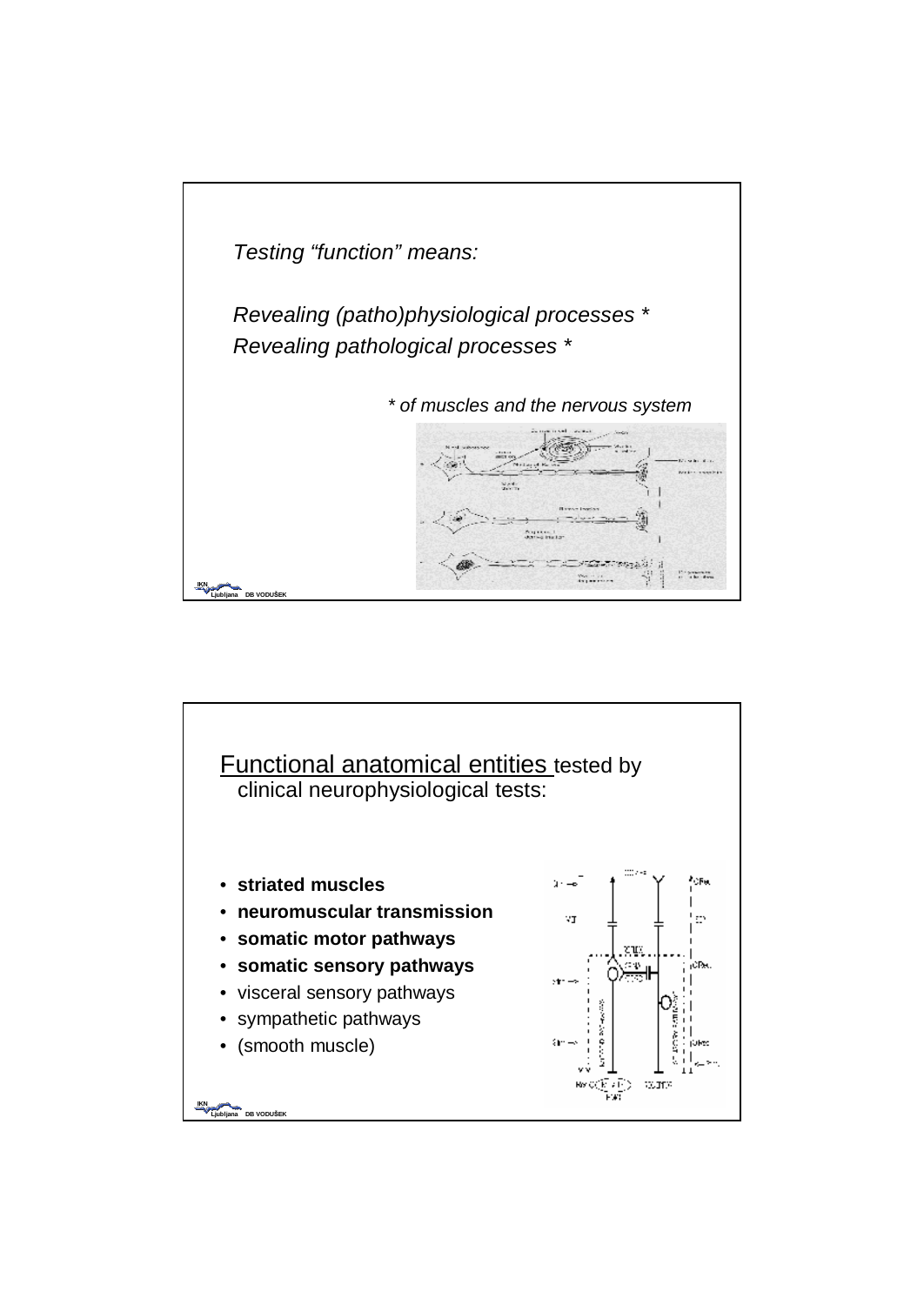*Testing “function” means:*

*Revealing (patho)physiological processes **

*Revealing pathological processes **

*&#42; of muscles and the nervous system*

Functional anatomical entities tested by clinical neurophysiological tests:

- **striated muscles**
- **neuromuscular transmission**
- **somatic motor pathways**
- **somatic sensory pathways**
- visceral sensory pathways
- sympathetic pathways
- (smooth muscle)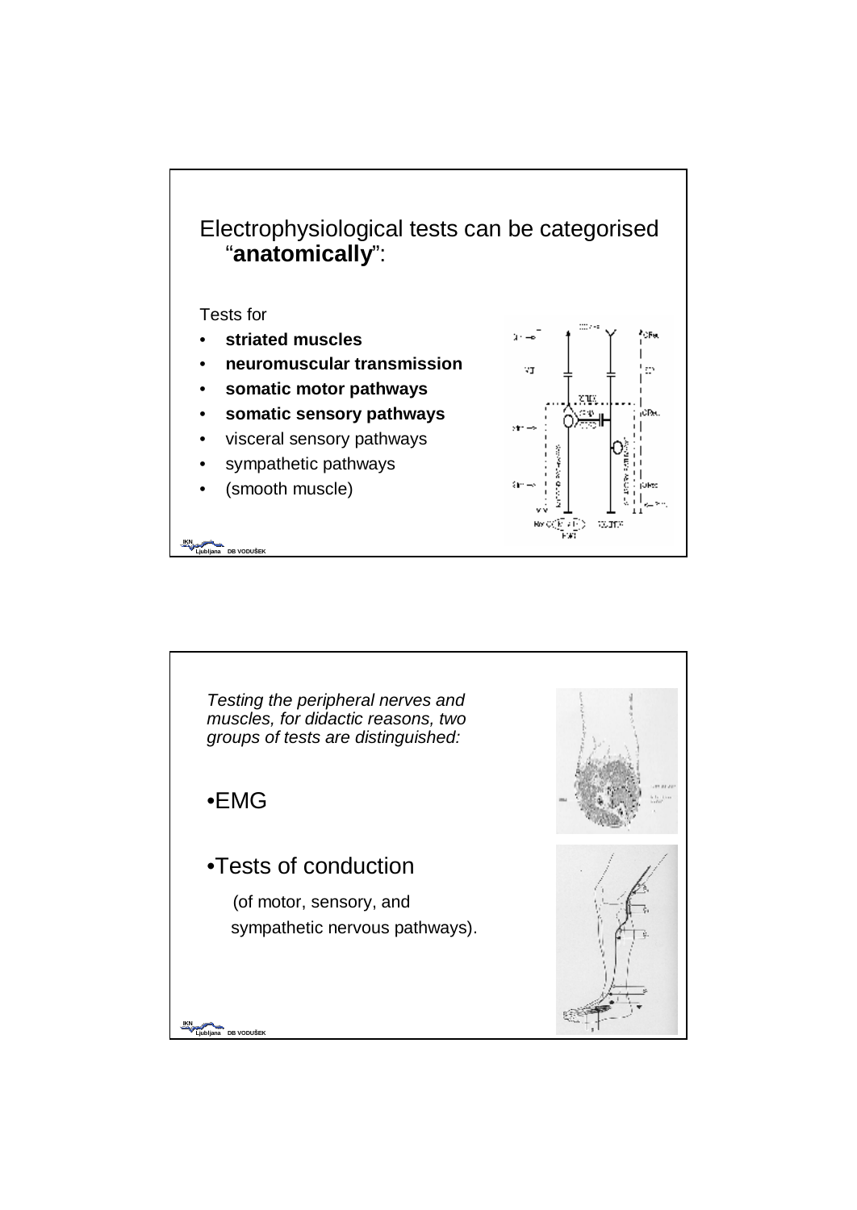## Electrophysiological tests can be categorised "**anatomically**":

Tests for

- **striated muscles**
- **neuromuscular transmission**
- **somatic motor pathways**
- **somatic sensory pathways**
- visceral sensory pathways
- sympathetic pathways
- (smooth muscle)

---

*Testing the peripheral nerves and muscles, for didactic reasons, two groups of tests are distinguished:*

- EMG
- Tests of conduction

  (of motor, sensory, and sympathetic nervous pathways).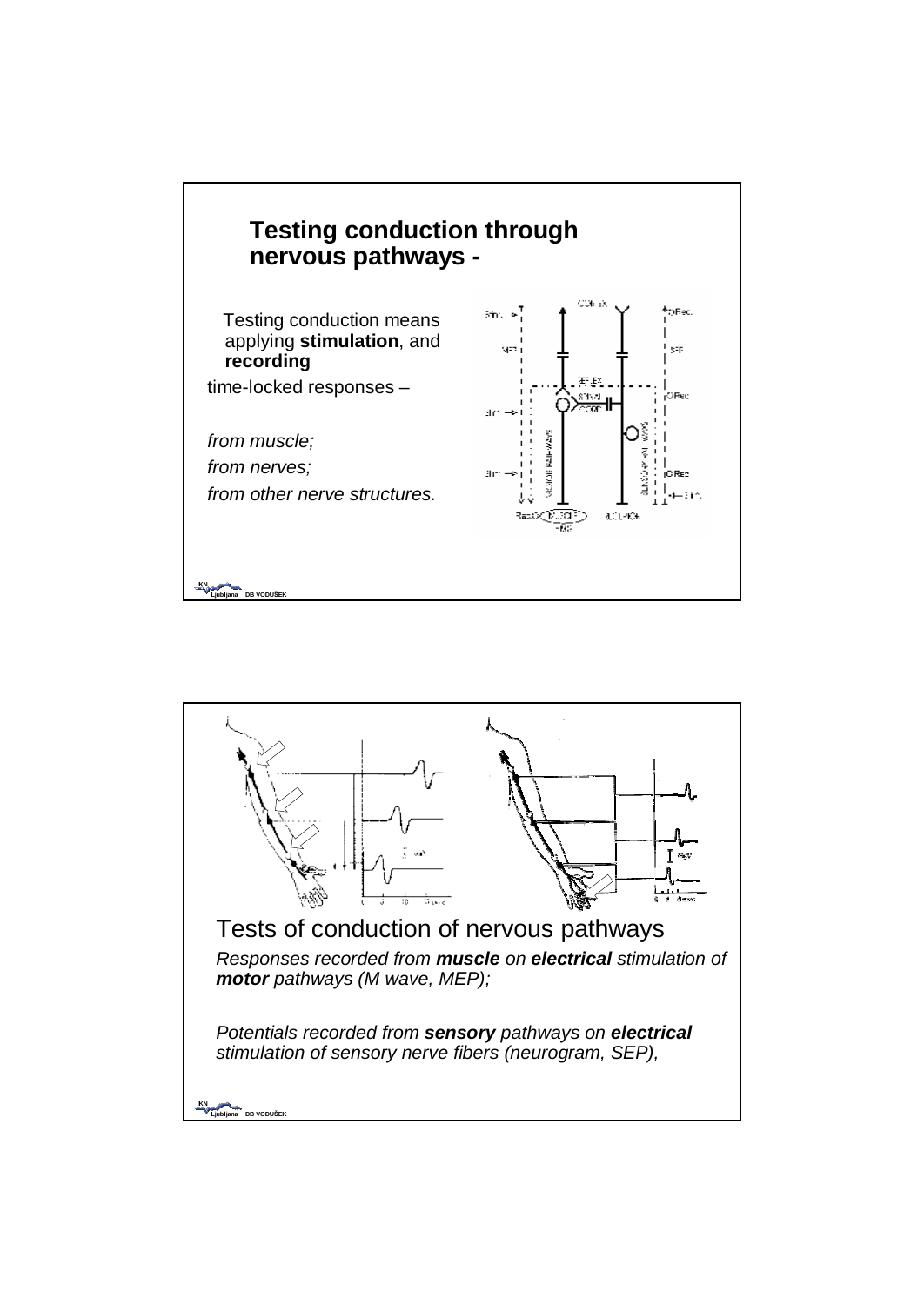## Testing conduction through nervous pathways -

Testing conduction means applying **stimulation**, and **recording**

time-locked responses –

*from muscle;*

*from nerves;*

*from other nerve structures.*

## Tests of conduction of nervous pathways

*Responses recorded from* ***muscle*** *on* ***electrical*** *stimulation of* ***motor*** *pathways (M wave, MEP);*

*Potentials recorded from* ***sensory*** *pathways on* ***electrical*** *stimulation of sensory nerve fibers (neurogram, SEP),*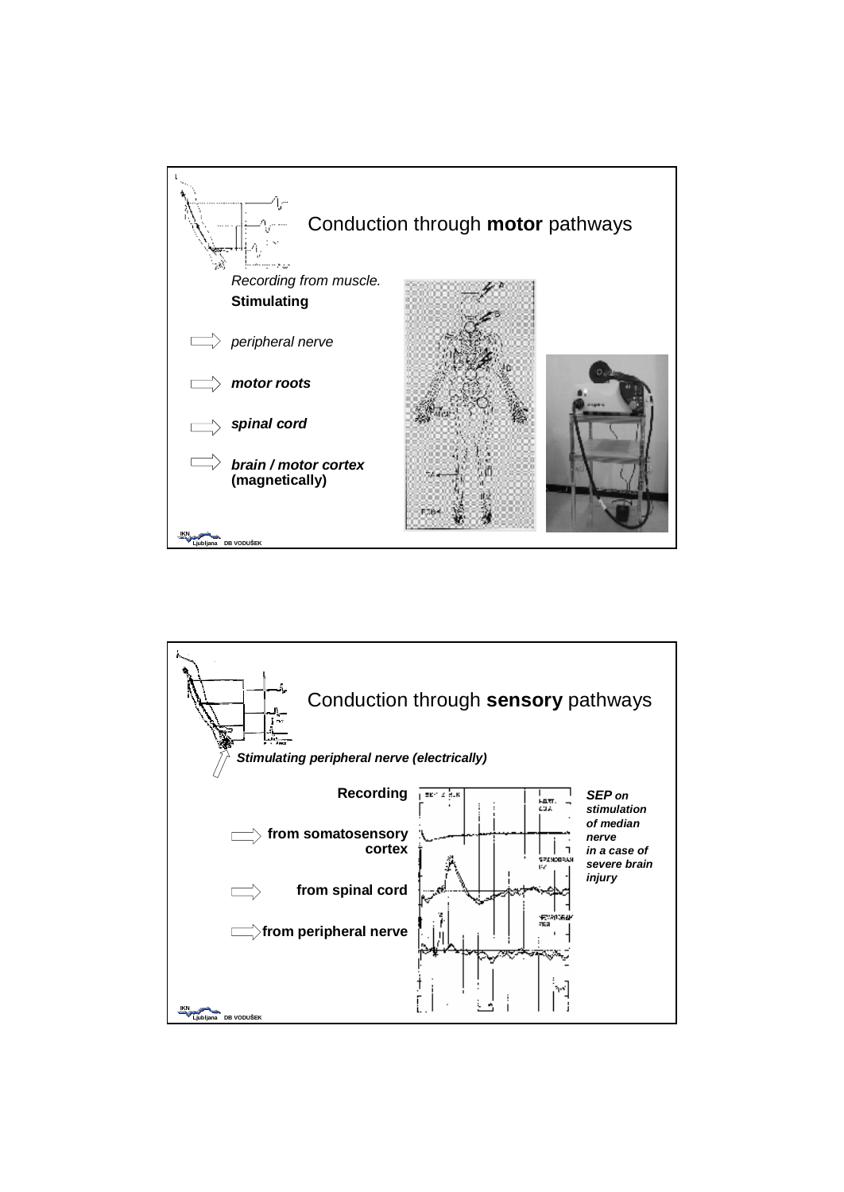## Conduction through **motor** pathways

*Recording from muscle.*

**Stimulating**

- *peripheral nerve*
- ***motor roots***
- ***spinal cord***
- ***brain / motor cortex*** **(magnetically)**

---

## Conduction through **sensory** pathways

***Stimulating peripheral nerve (electrically)***

**Recording**

- **from somatosensory cortex**
- **from spinal cord**
- **from peripheral nerve**

***SEP** on stimulation of median nerve in a case of severe brain injury*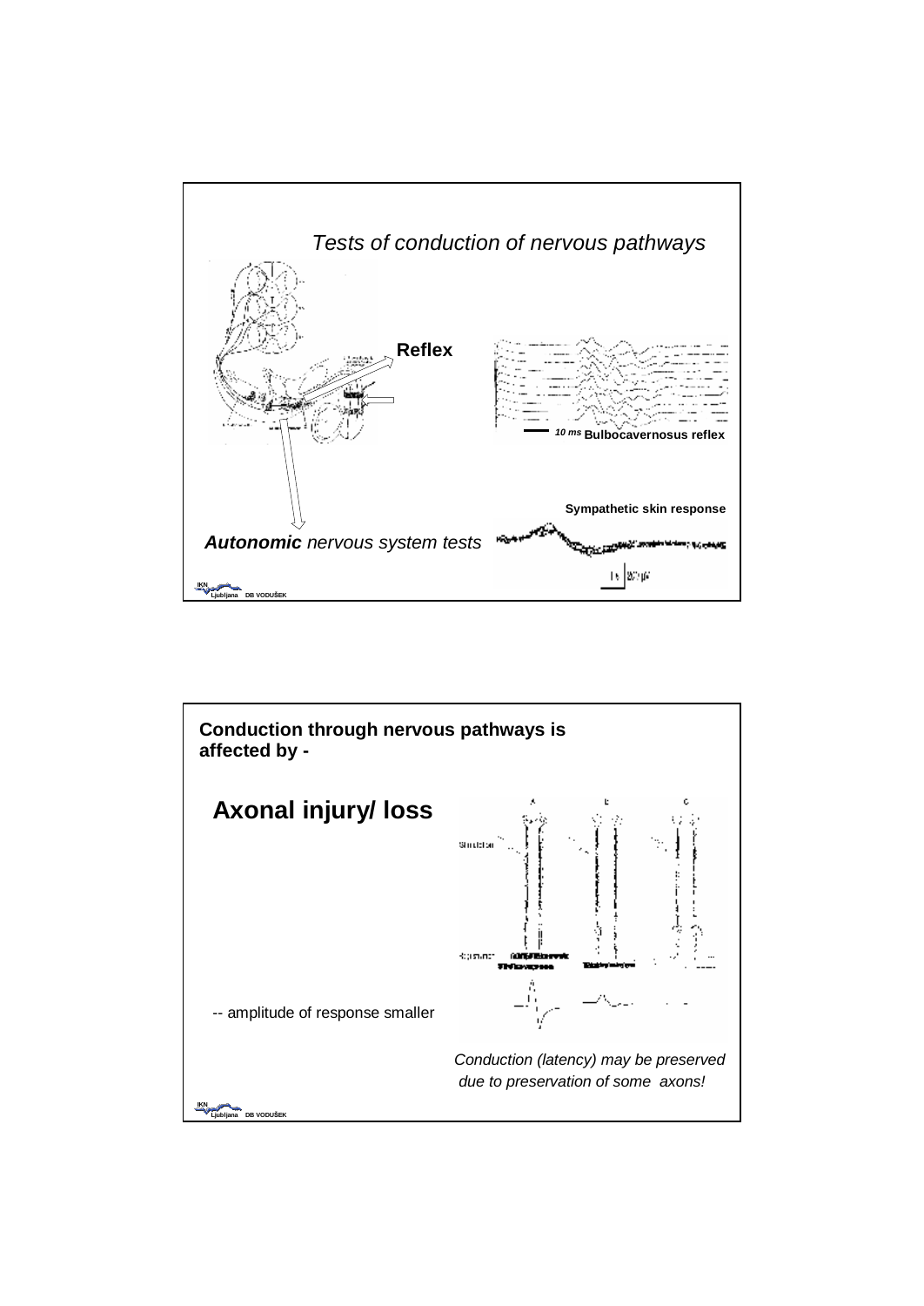## *Tests of conduction of nervous pathways*

**Reflex**

*10 ms* **Bulbocavernosus reflex**

**Sympathetic skin response**

***Autonomic** nervous system tests*

---

**Conduction through nervous pathways is affected by -**

## Axonal injury/ loss

-- amplitude of response smaller

*Conduction (latency) may be preserved due to preservation of some axons!*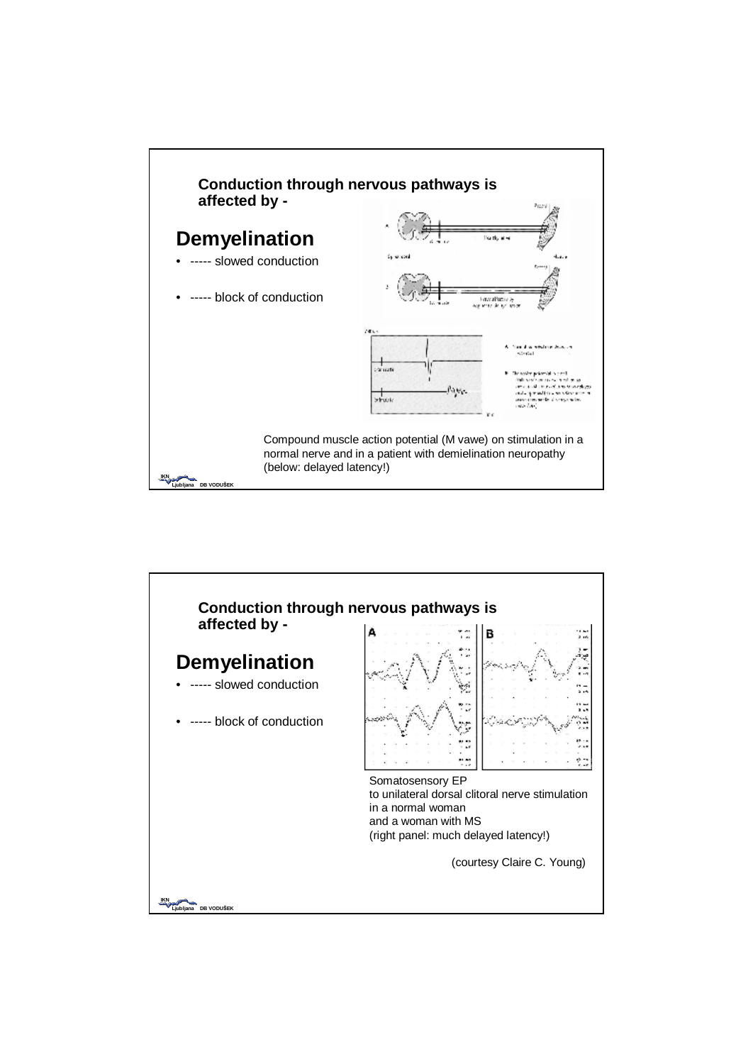**Conduction through nervous pathways is affected by -**

## Demyelination

- ----- slowed conduction
- ----- block of conduction

Compound muscle action potential (M vawe) on stimulation in a normal nerve and in a patient with demielination neuropathy (below: delayed latency!)

---

**Conduction through nervous pathways is affected by -**

## Demyelination

- ----- slowed conduction
- ----- block of conduction

Somatosensory EP
to unilateral dorsal clitoral nerve stimulation
in a normal woman
and a woman with MS
(right panel: much delayed latency!)

(courtesy Claire C. Young)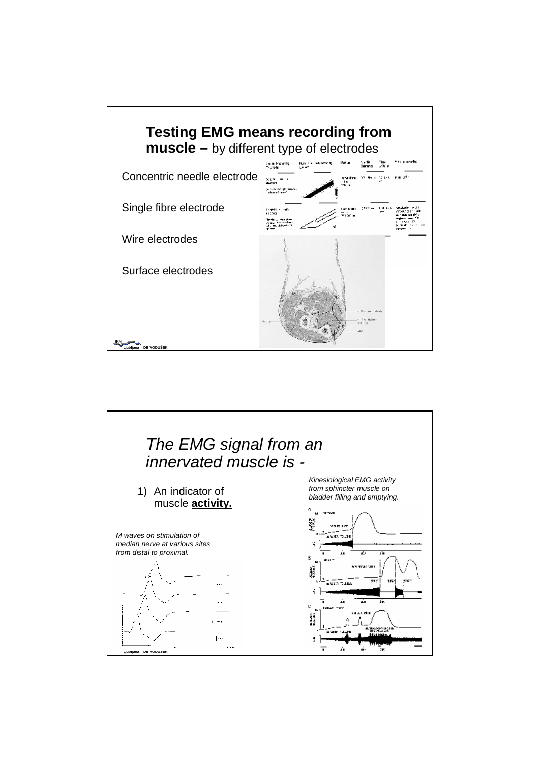## Testing EMG means recording from muscle – by different type of electrodes

Concentric needle electrode

Single fibre electrode

Wire electrodes

Surface electrodes

## *The EMG signal from an innervated muscle is -*

1) An indicator of muscle **activity.**

*M waves on stimulation of median nerve at various sites from distal to proximal.*

*Kinesiological EMG activity from sphincter muscle on bladder filling and emptying.*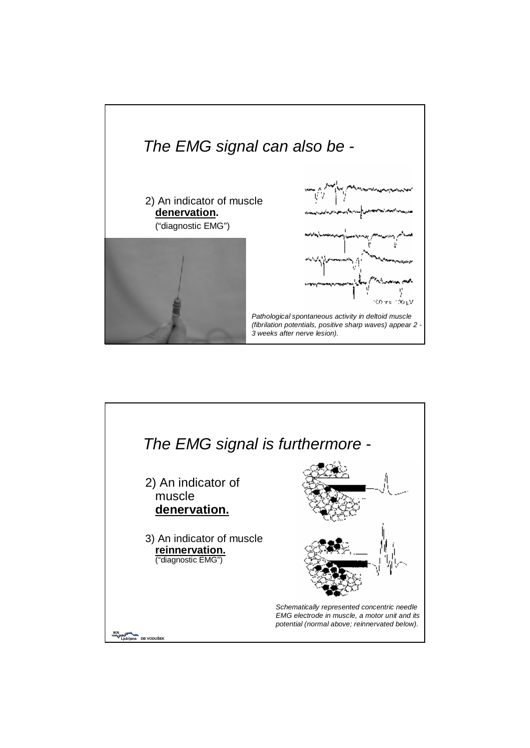## The EMG signal can also be -

2) An indicator of muscle **denervation.**
("diagnostic EMG")

*Pathological spontaneous activity in deltoid muscle (fibrilation potentials, positive sharp waves) appear 2 - 3 weeks after nerve lesion).*

## The EMG signal is furthermore -

2) An indicator of muscle **denervation.**

3) An indicator of muscle **reinnervation.**
("diagnostic EMG")

*Schematically represented concentric needle EMG electrode in muscle, a motor unit and its potential (normal above; reinnervated below).*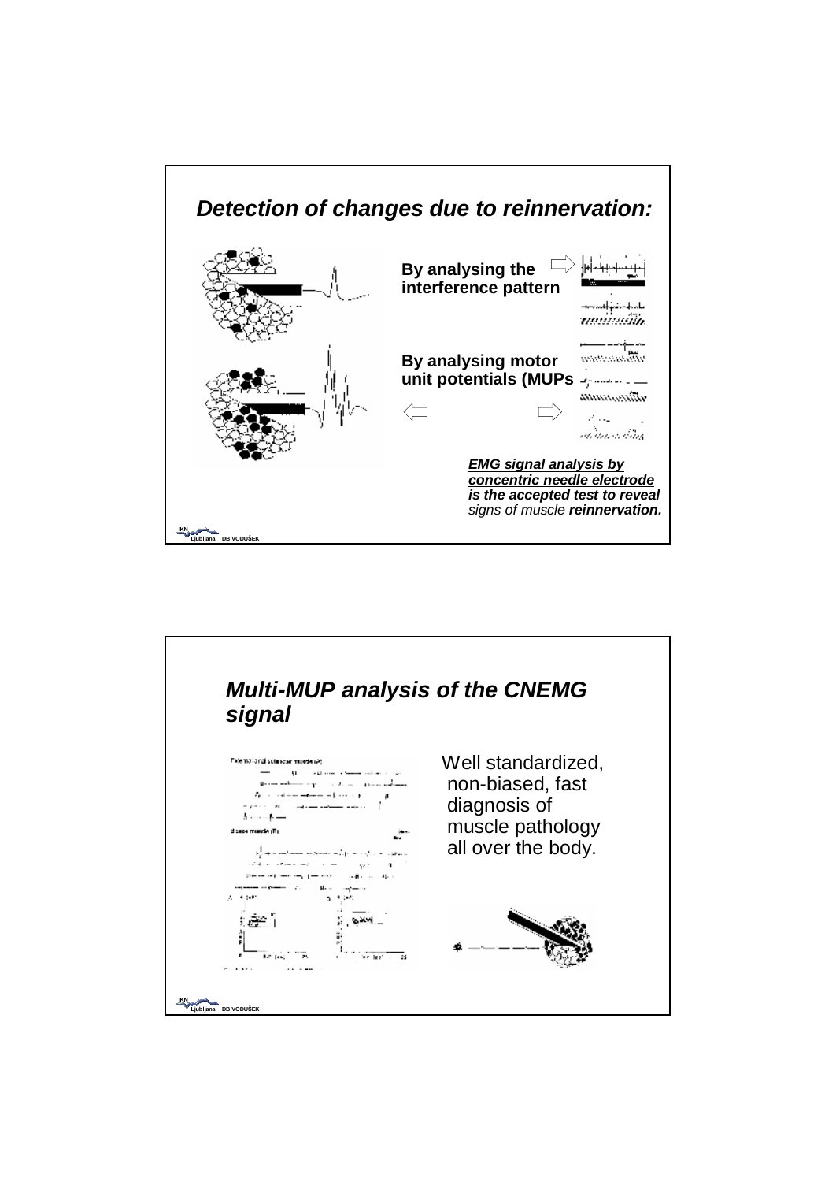## Detection of changes due to reinnervation:

**By analysing the interference pattern**

**By analysing motor unit potentials (MUPs**

***EMG signal analysis by concentric needle electrode is the accepted test to reveal*** *signs of muscle* ***reinnervation.***

## Multi-MUP analysis of the CNEMG signal

Well standardized, non-biased, fast diagnosis of muscle pathology all over the body.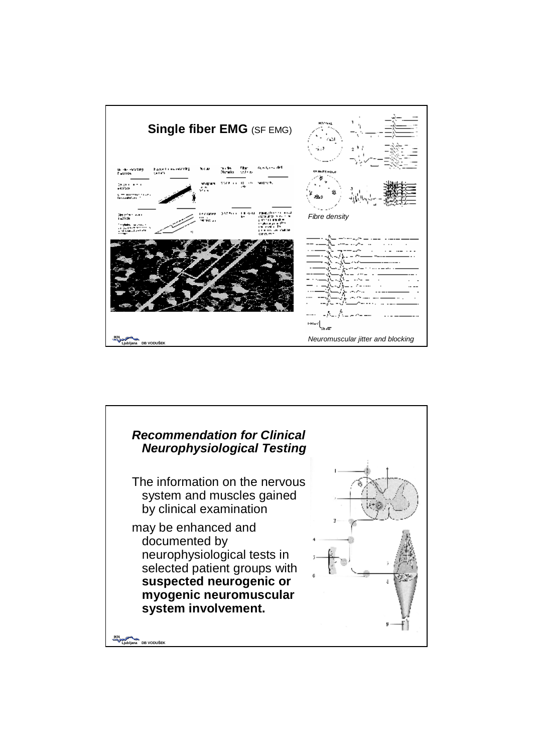## Single fiber EMG (SF EMG)

*Fibre density*

*Neuromuscular jitter and blocking*

---

## *Recommendation for Clinical Neurophysiological Testing*

The information on the nervous system and muscles gained by clinical examination

may be enhanced and documented by neurophysiological tests in selected patient groups with **suspected neurogenic or myogenic neuromuscular system involvement.**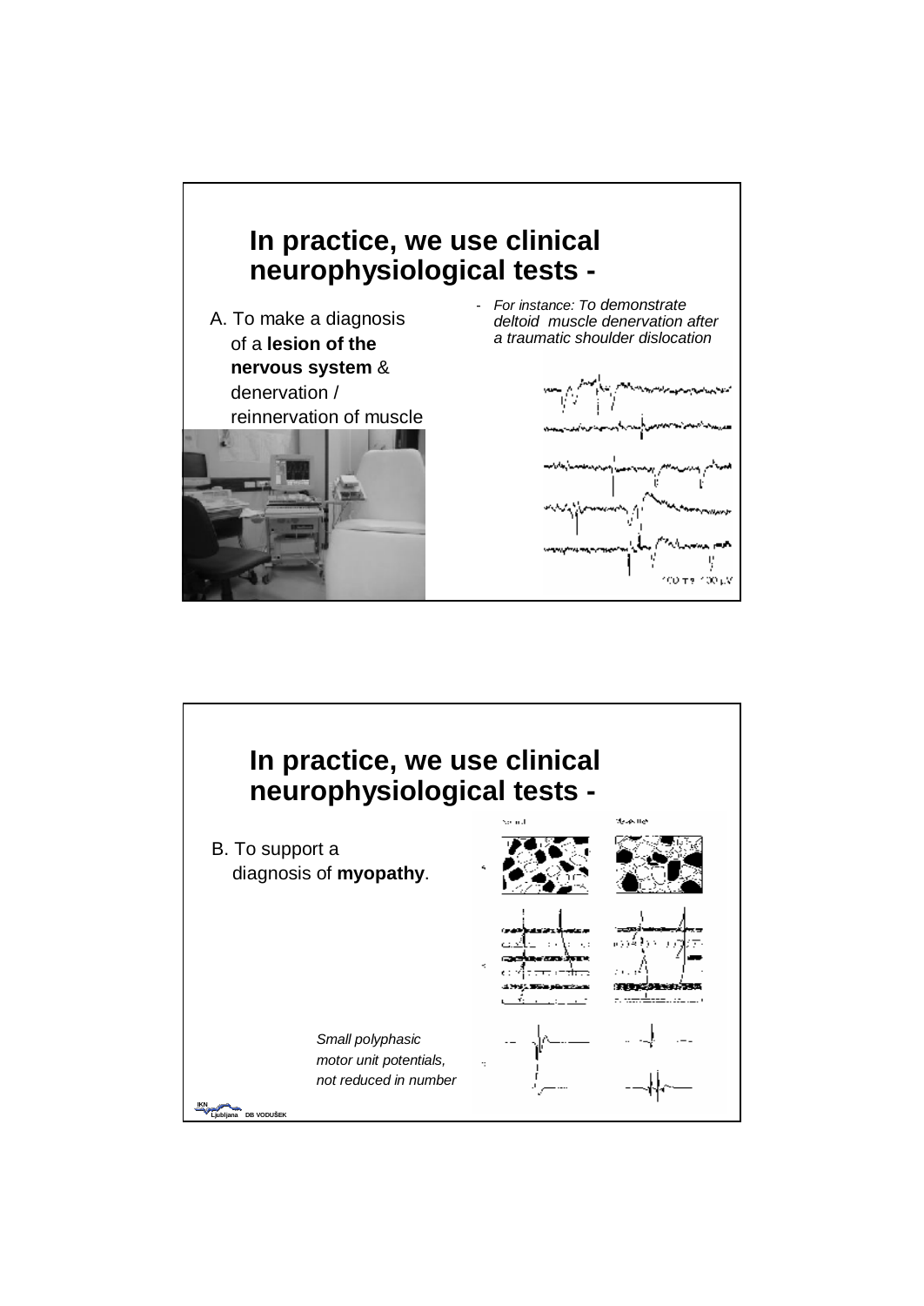## In practice, we use clinical neurophysiological tests -

A. To make a diagnosis of a **lesion of the nervous system** & denervation / reinnervation of muscle

- *For instance: To demonstrate deltoid muscle denervation after a traumatic shoulder dislocation*

## In practice, we use clinical neurophysiological tests -

B. To support a diagnosis of **myopathy**.

*Small polyphasic motor unit potentials, not reduced in number*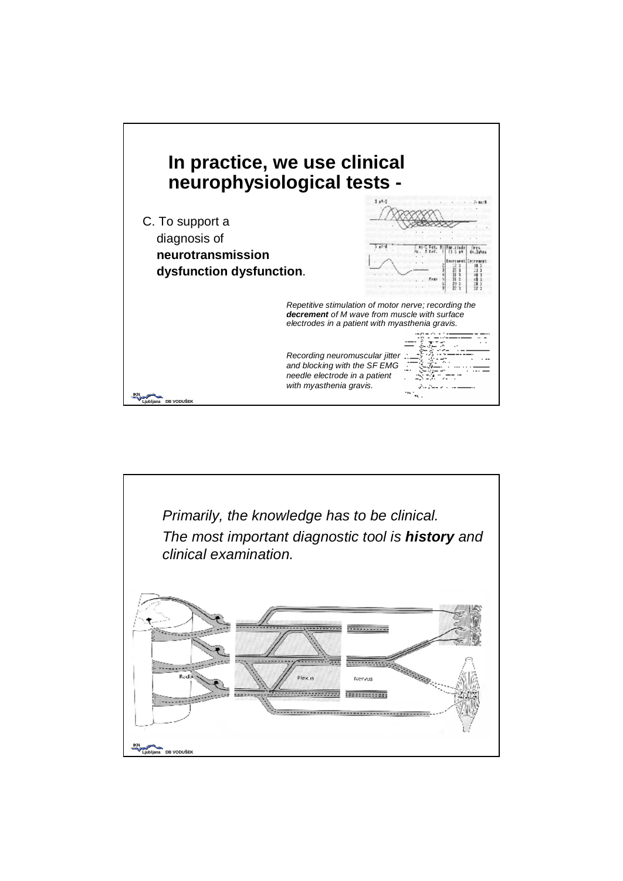# In practice, we use clinical neurophysiological tests -

C. To support a diagnosis of **neurotransmission dysfunction dysfunction**.

*Repetitive stimulation of motor nerve; recording the **decrement** of M wave from muscle with surface electrodes in a patient with myasthenia gravis.*

*Recording neuromuscular jitter and blocking with the SF EMG needle electrode in a patient with myasthenia gravis.*

---

*Primarily, the knowledge has to be clinical.*

*The most important diagnostic tool is **history** and clinical examination.*

Radix

Plexus

Nervus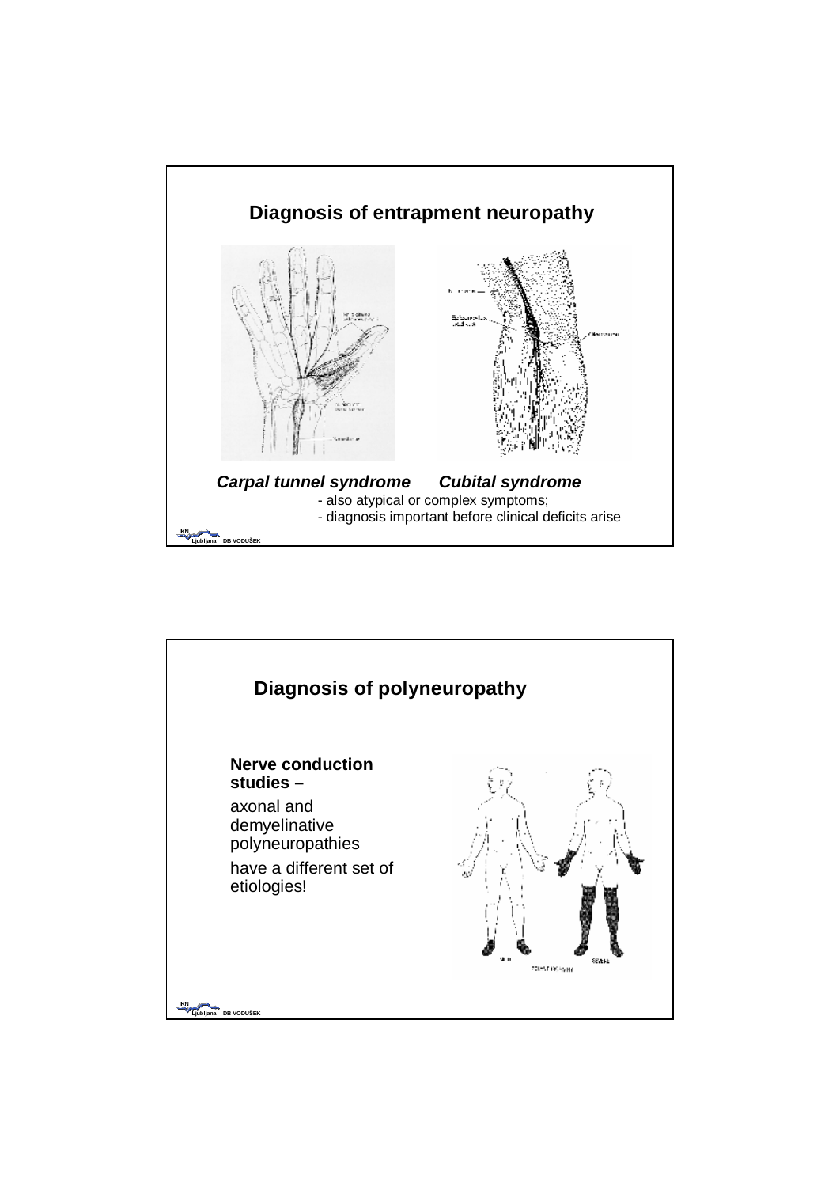## Diagnosis of entrapment neuropathy

***Carpal tunnel syndrome*** ***Cubital syndrome***

- also atypical or complex symptoms;
- diagnosis important before clinical deficits arise

## Diagnosis of polyneuropathy

**Nerve conduction studies –**

axonal and demyelinative polyneuropathies

have a different set of etiologies!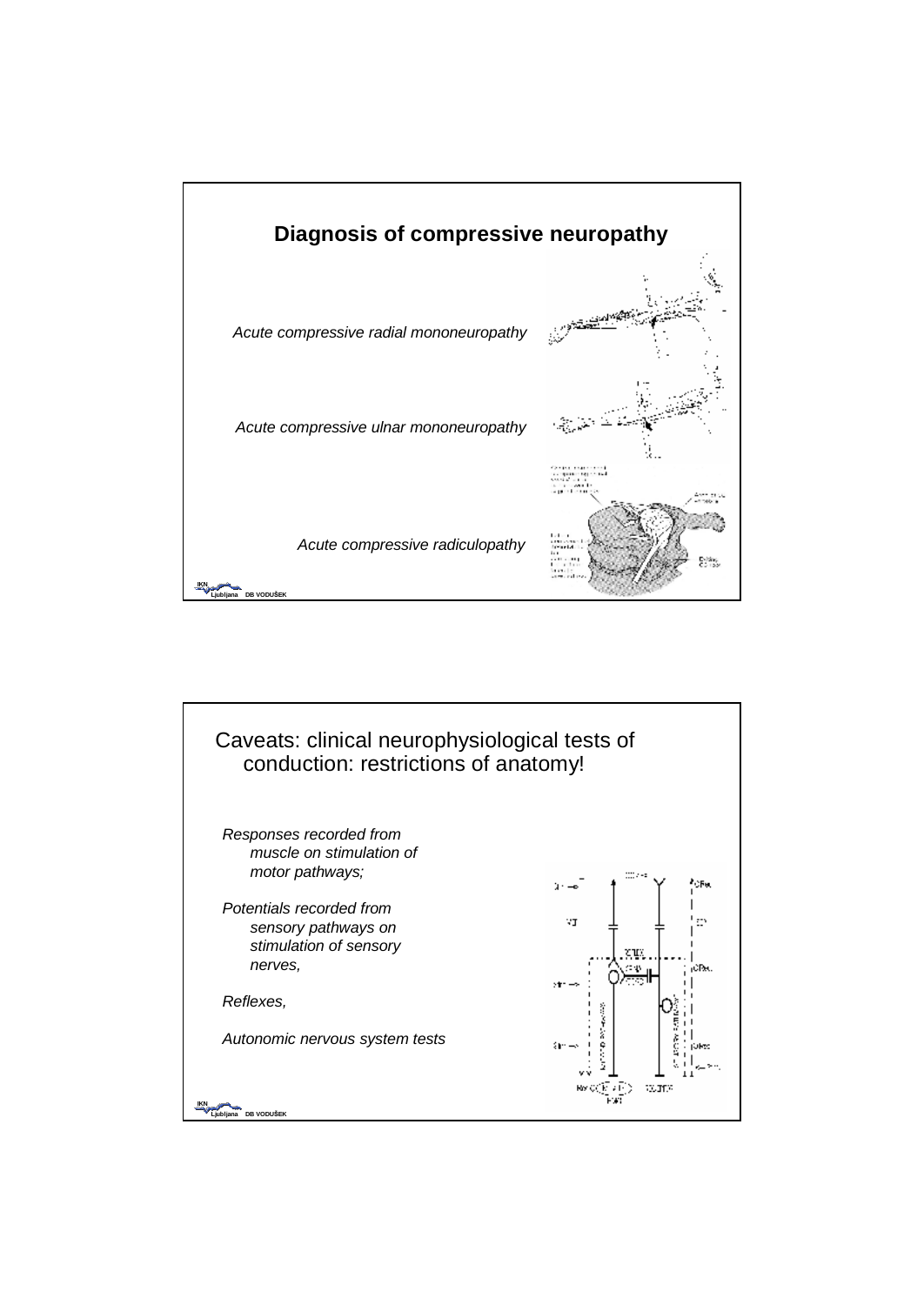## Diagnosis of compressive neuropathy

*Acute compressive radial mononeuropathy*

*Acute compressive ulnar mononeuropathy*

*Acute compressive radiculopathy*

## Caveats: clinical neurophysiological tests of conduction: restrictions of anatomy!

*Responses recorded from muscle on stimulation of motor pathways;*

*Potentials recorded from sensory pathways on stimulation of sensory nerves,*

*Reflexes,*

*Autonomic nervous system tests*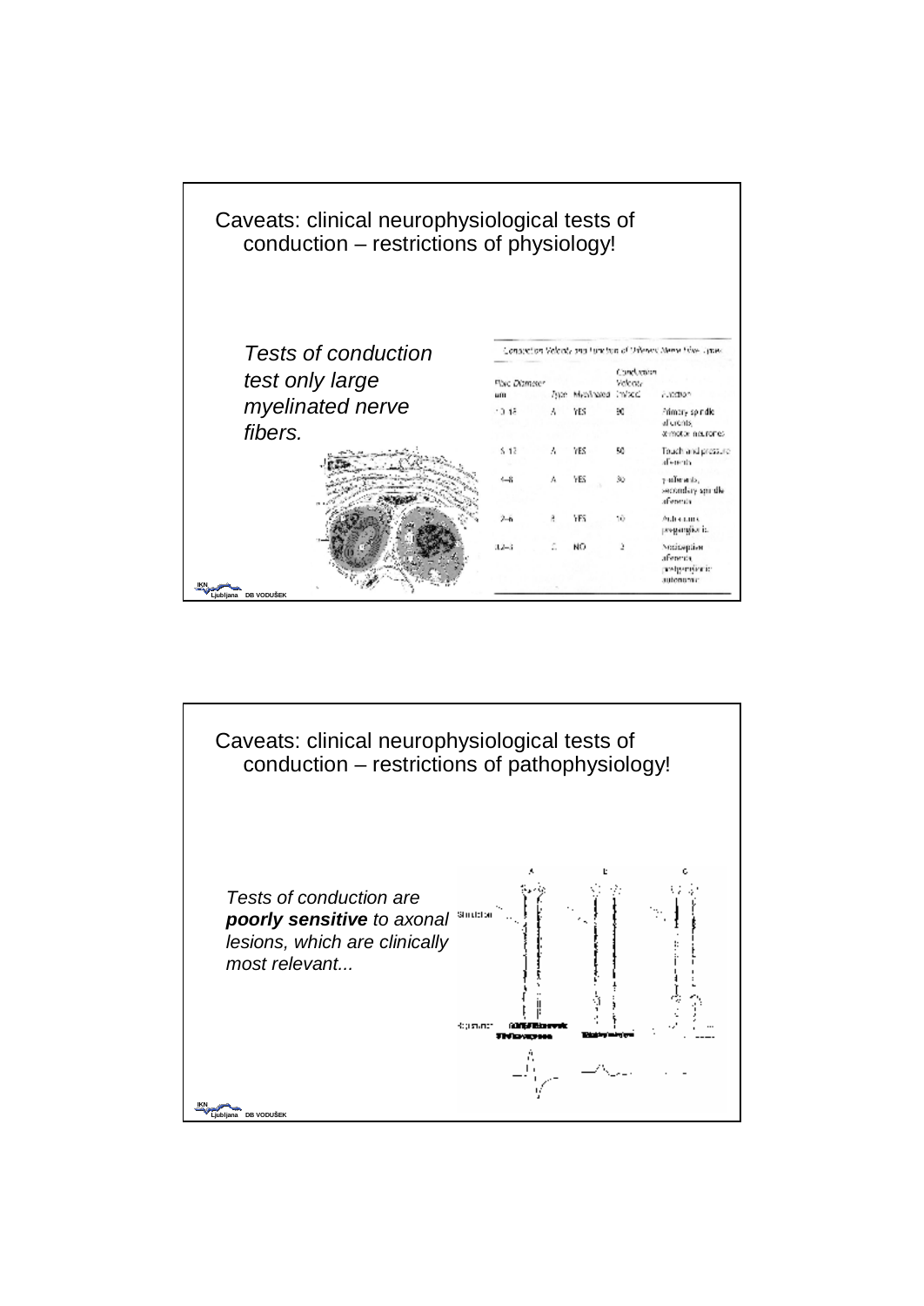## Caveats: clinical neurophysiological tests of conduction – restrictions of physiology!

*Tests of conduction test only large myelinated nerve fibers.*

Conduction Velocity and Function of Different Nerve Fiber Types

| Fiber Diameter µm | Type | Myelinated | Conduction Velocity (m/sec) | Function |
|---|---|---|---|---|
| 10-18 | A | YES | 90 | Primary spindle afferents, α-motor neurones |
| 5-12 | A | YES | 50 | Touch and pressure afferents |
| 4-8 | A | YES | 30 | γ-efferents, secondary spindle afferents |
| 2-6 | B | YES | 10 | Autonomic preganglionic |
| 0.2-3 | C | NO | 2 | Nociceptive afferents, postganglionic autonomic |

## Caveats: clinical neurophysiological tests of conduction – restrictions of pathophysiology!

*Tests of conduction are **poorly sensitive** to axonal lesions, which are clinically most relevant...*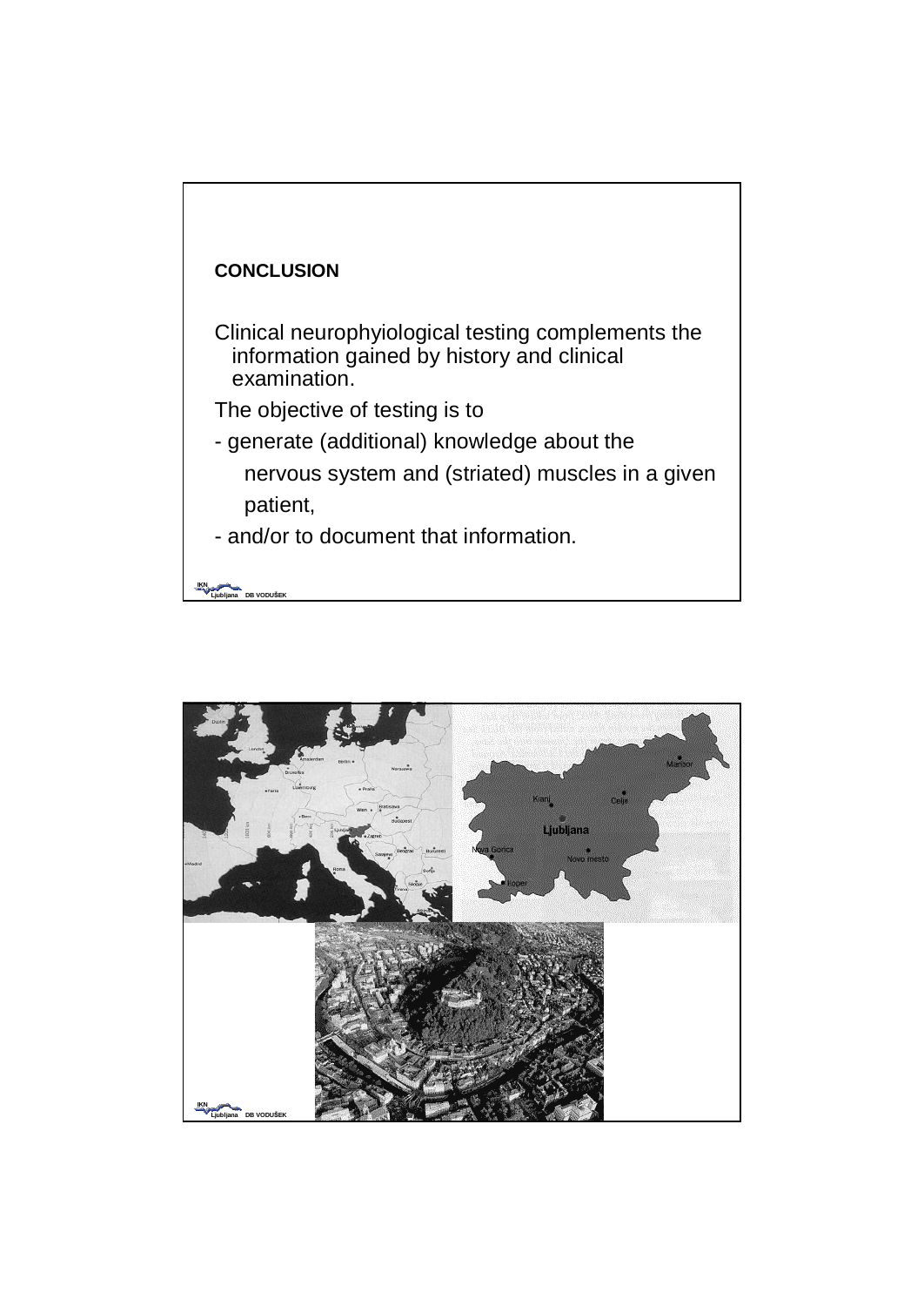**CONCLUSION**

Clinical neurophyiological testing complements the information gained by history and clinical examination.

The objective of testing is to

- generate (additional) knowledge about the nervous system and (striated) muscles in a given patient,
- and/or to document that information.